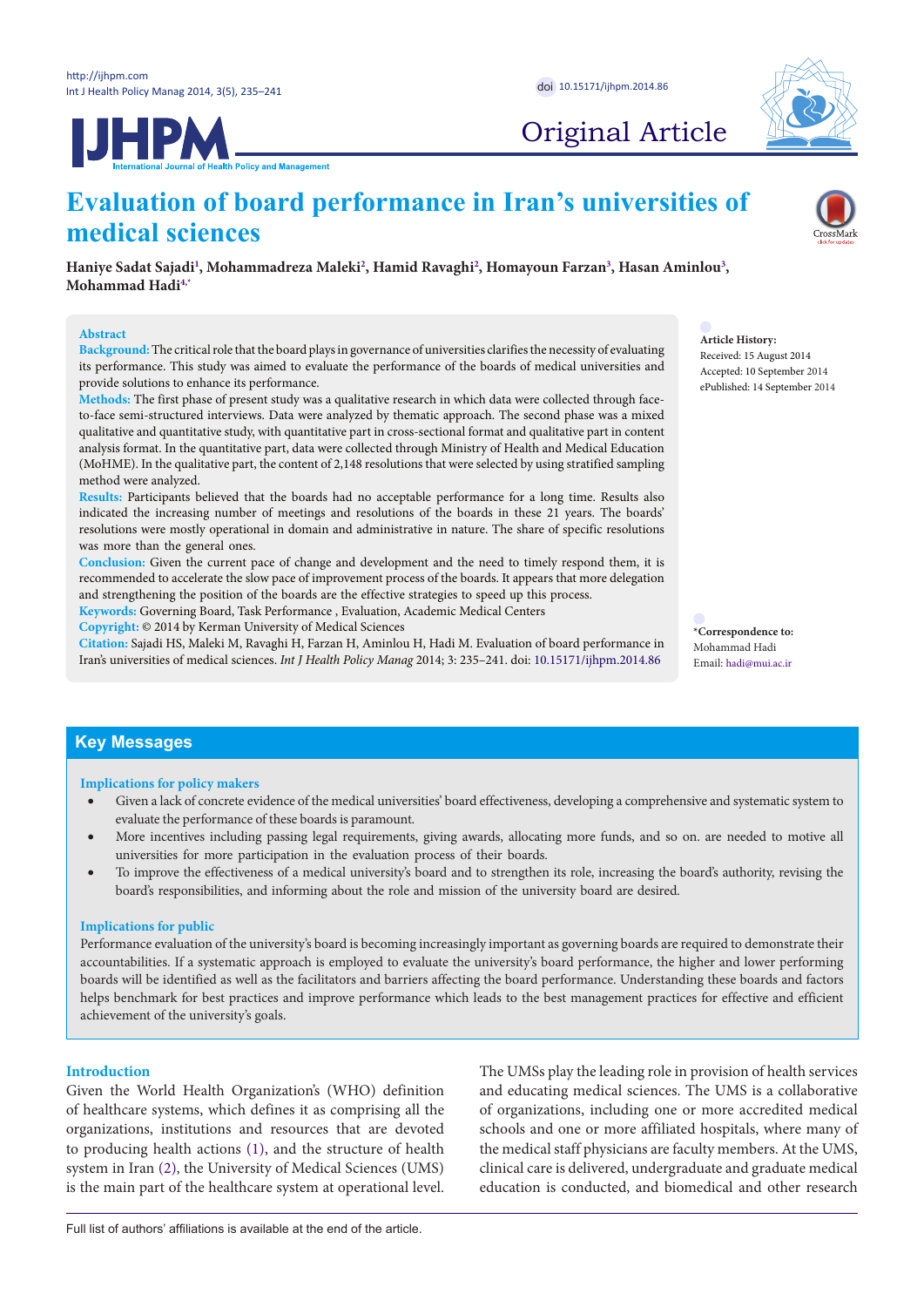Original Article

# Evaluation of board performance in Iran's universities of medical sciences

**Haniye Sadat Sajadi[1], Mohammadreza Maleki[2], Hamid Ravaghi[2], Homayoun Farzan[3], Hasan Aminlou[3], Mohammad Hadi[4,*]**

## Abstract

**Background:** The critical role that the board plays in governance of universities clarifies the necessity of evaluating its performance. This study was aimed to evaluate the performance of the boards of medical universities and provide solutions to enhance its performance.

**Methods:** The first phase of present study was a qualitative research in which data were collected through face-to-face semi-structured interviews. Data were analyzed by thematic approach. The second phase was a mixed qualitative and quantitative study, with quantitative part in cross-sectional format and qualitative part in content analysis format. In the quantitative part, data were collected through Ministry of Health and Medical Education (MoHME). In the qualitative part, the content of 2,148 resolutions that were selected by using stratified sampling method were analyzed.

**Results:** Participants believed that the boards had no acceptable performance for a long time. Results also indicated the increasing number of meetings and resolutions of the boards in these 21 years. The boards' resolutions were mostly operational in domain and administrative in nature. The share of specific resolutions was more than the general ones.

**Conclusion:** Given the current pace of change and development and the need to timely respond them, it is recommended to accelerate the slow pace of improvement process of the boards. It appears that more delegation and strengthening the position of the boards are the effective strategies to speed up this process.

**Keywords:** Governing Board, Task Performance , Evaluation, Academic Medical Centers

**Copyright:** © 2014 by Kerman University of Medical Sciences

**Citation:** Sajadi HS, Maleki M, Ravaghi H, Farzan H, Aminlou H, Hadi M. Evaluation of board performance in Iran's universities of medical sciences. *Int J Health Policy Manag* 2014; 3: 235–241. doi: 10.15171/ijhpm.2014.86

**Article History:**
Received: 15 August 2014
Accepted: 10 September 2014
ePublished: 14 September 2014

***Correspondence to:**
Mohammad Hadi
Email: hadi@mui.ac.ir

## Key Messages

**Implications for policy makers**

- Given a lack of concrete evidence of the medical universities' board effectiveness, developing a comprehensive and systematic system to evaluate the performance of these boards is paramount.
- More incentives including passing legal requirements, giving awards, allocating more funds, and so on. are needed to motive all universities for more participation in the evaluation process of their boards.
- To improve the effectiveness of a medical university's board and to strengthen its role, increasing the board's authority, revising the board's responsibilities, and informing about the role and mission of the university board are desired.

**Implications for public**

Performance evaluation of the university's board is becoming increasingly important as governing boards are required to demonstrate their accountabilities. If a systematic approach is employed to evaluate the university's board performance, the higher and lower performing boards will be identified as well as the facilitators and barriers affecting the board performance. Understanding these boards and factors helps benchmark for best practices and improve performance which leads to the best management practices for effective and efficient achievement of the university's goals.

## Introduction

Given the World Health Organization's (WHO) definition of healthcare systems, which defines it as comprising all the organizations, institutions and resources that are devoted to producing health actions (1), and the structure of health system in Iran (2), the University of Medical Sciences (UMS) is the main part of the healthcare system at operational level. The UMSs play the leading role in provision of health services and educating medical sciences. The UMS is a collaborative of organizations, including one or more accredited medical schools and one or more affiliated hospitals, where many of the medical staff physicians are faculty members. At the UMS, clinical care is delivered, undergraduate and graduate medical education is conducted, and biomedical and other research

Full list of authors' affiliations is available at the end of the article.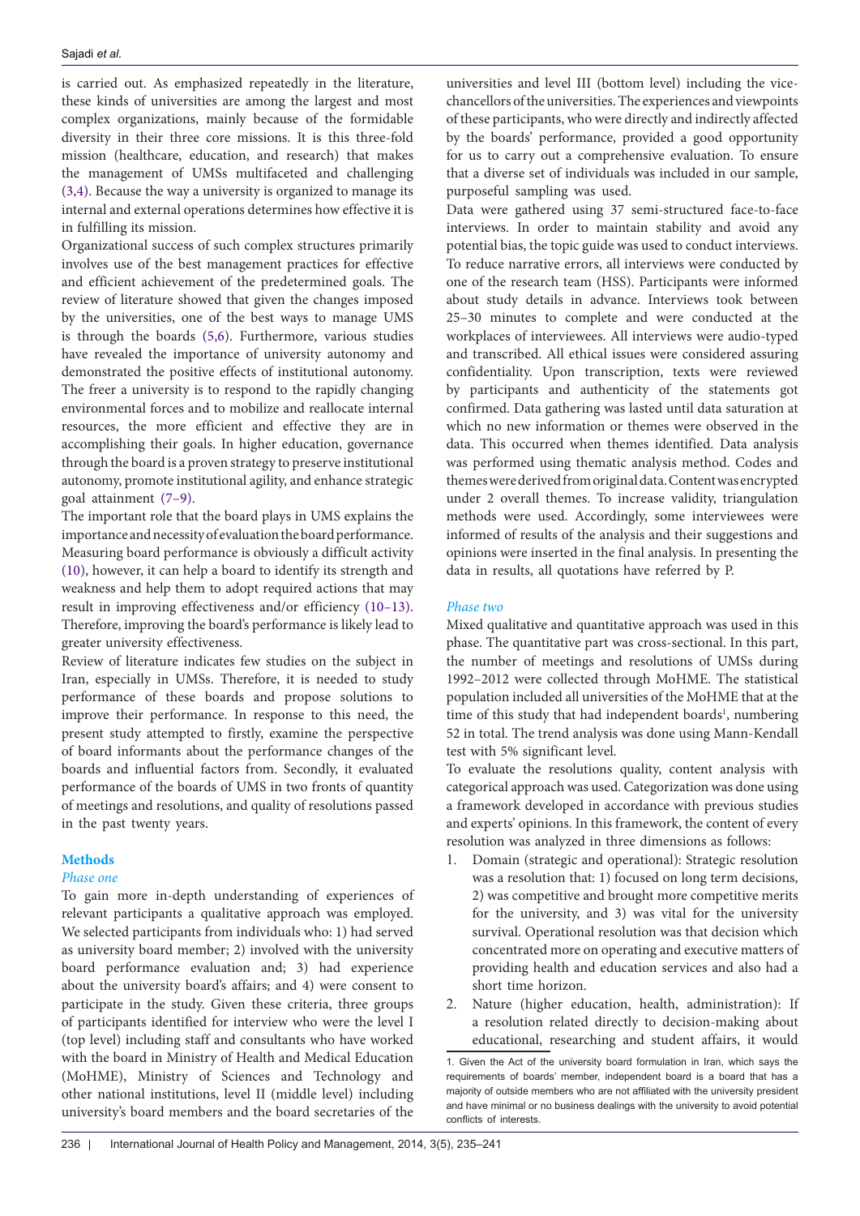is carried out. As emphasized repeatedly in the literature, these kinds of universities are among the largest and most complex organizations, mainly because of the formidable diversity in their three core missions. It is this three-fold mission (healthcare, education, and research) that makes the management of UMSs multifaceted and challenging (3,4). Because the way a university is organized to manage its internal and external operations determines how effective it is in fulfilling its mission.

Organizational success of such complex structures primarily involves use of the best management practices for effective and efficient achievement of the predetermined goals. The review of literature showed that given the changes imposed by the universities, one of the best ways to manage UMS is through the boards (5,6). Furthermore, various studies have revealed the importance of university autonomy and demonstrated the positive effects of institutional autonomy. The freer a university is to respond to the rapidly changing environmental forces and to mobilize and reallocate internal resources, the more efficient and effective they are in accomplishing their goals. In higher education, governance through the board is a proven strategy to preserve institutional autonomy, promote institutional agility, and enhance strategic goal attainment (7–9).

The important role that the board plays in UMS explains the importance and necessity of evaluation the board performance. Measuring board performance is obviously a difficult activity (10), however, it can help a board to identify its strength and weakness and help them to adopt required actions that may result in improving effectiveness and/or efficiency (10–13). Therefore, improving the board's performance is likely lead to greater university effectiveness.

Review of literature indicates few studies on the subject in Iran, especially in UMSs. Therefore, it is needed to study performance of these boards and propose solutions to improve their performance. In response to this need, the present study attempted to firstly, examine the perspective of board informants about the performance changes of the boards and influential factors from. Secondly, it evaluated performance of the boards of UMS in two fronts of quantity of meetings and resolutions, and quality of resolutions passed in the past twenty years.

## Methods

### *Phase one*

To gain more in-depth understanding of experiences of relevant participants a qualitative approach was employed. We selected participants from individuals who: 1) had served as university board member; 2) involved with the university board performance evaluation and; 3) had experience about the university board's affairs; and 4) were consent to participate in the study. Given these criteria, three groups of participants identified for interview who were the level I (top level) including staff and consultants who have worked with the board in Ministry of Health and Medical Education (MoHME), Ministry of Sciences and Technology and other national institutions, level II (middle level) including university's board members and the board secretaries of the universities and level III (bottom level) including the vice-chancellors of the universities. The experiences and viewpoints of these participants, who were directly and indirectly affected by the boards' performance, provided a good opportunity for us to carry out a comprehensive evaluation. To ensure that a diverse set of individuals was included in our sample, purposeful sampling was used.

Data were gathered using 37 semi-structured face-to-face interviews. In order to maintain stability and avoid any potential bias, the topic guide was used to conduct interviews. To reduce narrative errors, all interviews were conducted by one of the research team (HSS). Participants were informed about study details in advance. Interviews took between 25–30 minutes to complete and were conducted at the workplaces of interviewees. All interviews were audio-typed and transcribed. All ethical issues were considered assuring confidentiality. Upon transcription, texts were reviewed by participants and authenticity of the statements got confirmed. Data gathering was lasted until data saturation at which no new information or themes were observed in the data. This occurred when themes identified. Data analysis was performed using thematic analysis method. Codes and themes were derived from original data. Content was encrypted under 2 overall themes. To increase validity, triangulation methods were used. Accordingly, some interviewees were informed of results of the analysis and their suggestions and opinions were inserted in the final analysis. In presenting the data in results, all quotations have referred by P.

### *Phase two*

Mixed qualitative and quantitative approach was used in this phase. The quantitative part was cross-sectional. In this part, the number of meetings and resolutions of UMSs during 1992–2012 were collected through MoHME. The statistical population included all universities of the MoHME that at the time of this study that had independent boards[1], numbering 52 in total. The trend analysis was done using Mann-Kendall test with 5% significant level.

To evaluate the resolutions quality, content analysis with categorical approach was used. Categorization was done using a framework developed in accordance with previous studies and experts' opinions. In this framework, the content of every resolution was analyzed in three dimensions as follows:

1. Domain (strategic and operational): Strategic resolution was a resolution that: 1) focused on long term decisions, 2) was competitive and brought more competitive merits for the university, and 3) was vital for the university survival. Operational resolution was that decision which concentrated more on operating and executive matters of providing health and education services and also had a short time horizon.
2. Nature (higher education, health, administration): If a resolution related directly to decision-making about educational, researching and student affairs, it would

1. Given the Act of the university board formulation in Iran, which says the requirements of boards' member, independent board is a board that has a majority of outside members who are not affiliated with the university president and have minimal or no business dealings with the university to avoid potential conflicts of interests.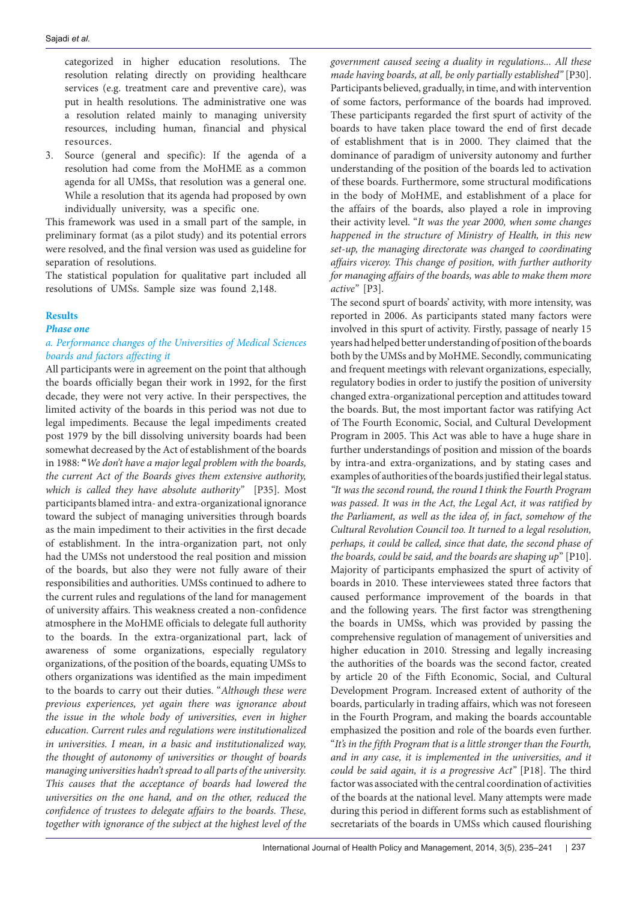categorized in higher education resolutions. The resolution relating directly on providing healthcare services (e.g. treatment care and preventive care), was put in health resolutions. The administrative one was a resolution related mainly to managing university resources, including human, financial and physical resources.

3. Source (general and specific): If the agenda of a resolution had come from the MoHME as a common agenda for all UMSs, that resolution was a general one. While a resolution that its agenda had proposed by own individually university, was a specific one.

This framework was used in a small part of the sample, in preliminary format (as a pilot study) and its potential errors were resolved, and the final version was used as guideline for separation of resolutions.

The statistical population for qualitative part included all resolutions of UMSs. Sample size was found 2,148.

## Results

### Phase one

#### a. Performance changes of the Universities of Medical Sciences boards and factors affecting it

All participants were in agreement on the point that although the boards officially began their work in 1992, for the first decade, they were not very active. In their perspectives, the limited activity of the boards in this period was not due to legal impediments. Because the legal impediments created post 1979 by the bill dissolving university boards had been somewhat decreased by the Act of establishment of the boards in 1988: "*We don't have a major legal problem with the boards, the current Act of the Boards gives them extensive authority, which is called they have absolute authority*" [P35]. Most participants blamed intra- and extra-organizational ignorance toward the subject of managing universities through boards as the main impediment to their activities in the first decade of establishment. In the intra-organization part, not only had the UMSs not understood the real position and mission of the boards, but also they were not fully aware of their responsibilities and authorities. UMSs continued to adhere to the current rules and regulations of the land for management of university affairs. This weakness created a non-confidence atmosphere in the MoHME officials to delegate full authority to the boards. In the extra-organizational part, lack of awareness of some organizations, especially regulatory organizations, of the position of the boards, equating UMSs to others organizations was identified as the main impediment to the boards to carry out their duties. "*Although these were previous experiences, yet again there was ignorance about the issue in the whole body of universities, even in higher education. Current rules and regulations were institutionalized in universities. I mean, in a basic and institutionalized way, the thought of autonomy of universities or thought of boards managing universities hadn't spread to all parts of the university. This causes that the acceptance of boards had lowered the universities on the one hand, and on the other, reduced the confidence of trustees to delegate affairs to the boards. These, together with ignorance of the subject at the highest level of the government caused seeing a duality in regulations... All these made having boards, at all, be only partially established*" [P30]. Participants believed, gradually, in time, and with intervention of some factors, performance of the boards had improved. These participants regarded the first spurt of activity of the boards to have taken place toward the end of first decade of establishment that is in 2000. They claimed that the dominance of paradigm of university autonomy and further understanding of the position of the boards led to activation of these boards. Furthermore, some structural modifications in the body of MoHME, and establishment of a place for the affairs of the boards, also played a role in improving their activity level. "*It was the year 2000, when some changes happened in the structure of Ministry of Health, in this new set-up, the managing directorate was changed to coordinating affairs viceroy. This change of position, with further authority for managing affairs of the boards, was able to make them more active*" [P3].

The second spurt of boards' activity, with more intensity, was reported in 2006. As participants stated many factors were involved in this spurt of activity. Firstly, passage of nearly 15 years had helped better understanding of position of the boards both by the UMSs and by MoHME. Secondly, communicating and frequent meetings with relevant organizations, especially, regulatory bodies in order to justify the position of university changed extra-organizational perception and attitudes toward the boards. But, the most important factor was ratifying Act of The Fourth Economic, Social, and Cultural Development Program in 2005. This Act was able to have a huge share in further understandings of position and mission of the boards by intra-and extra-organizations, and by stating cases and examples of authorities of the boards justified their legal status. *"It was the second round, the round I think the Fourth Program was passed. It was in the Act, the Legal Act, it was ratified by the Parliament, as well as the idea of, in fact, somehow of the Cultural Revolution Council too. It turned to a legal resolution, perhaps, it could be called, since that date, the second phase of the boards, could be said, and the boards are shaping up*" [P10]. Majority of participants emphasized the spurt of activity of boards in 2010. These interviewees stated three factors that caused performance improvement of the boards in that and the following years. The first factor was strengthening the boards in UMSs, which was provided by passing the comprehensive regulation of management of universities and higher education in 2010. Stressing and legally increasing the authorities of the boards was the second factor, created by article 20 of the Fifth Economic, Social, and Cultural Development Program. Increased extent of authority of the boards, particularly in trading affairs, which was not foreseen in the Fourth Program, and making the boards accountable emphasized the position and role of the boards even further. "*It's in the fifth Program that is a little stronger than the Fourth, and in any case, it is implemented in the universities, and it could be said again, it is a progressive Act*" [P18]. The third factor was associated with the central coordination of activities of the boards at the national level. Many attempts were made during this period in different forms such as establishment of secretariats of the boards in UMSs which caused flourishing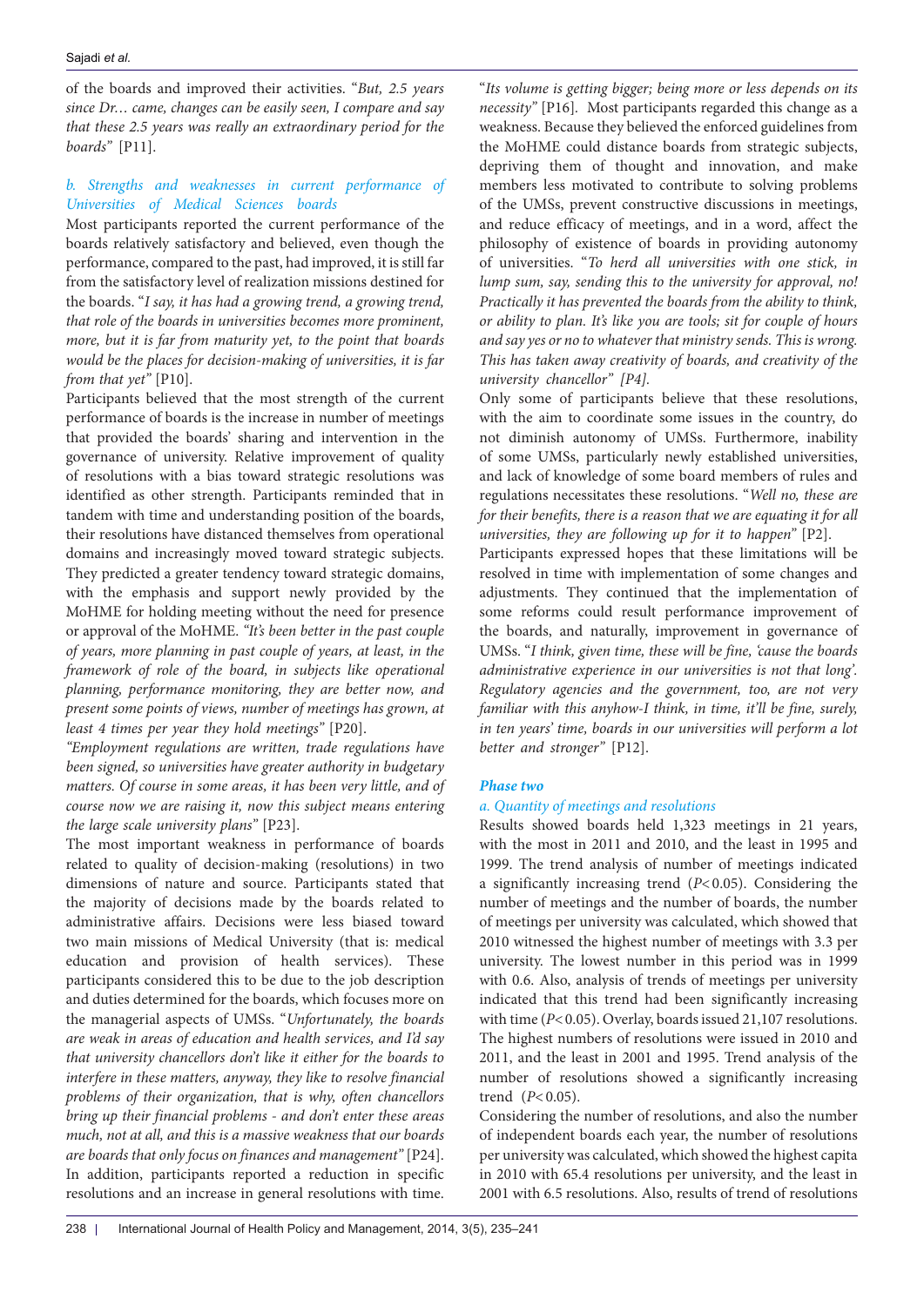of the boards and improved their activities. "*But, 2.5 years since Dr… came, changes can be easily seen, I compare and say that these 2.5 years was really an extraordinary period for the boards"* [P11].

### *b. Strengths and weaknesses in current performance of Universities of Medical Sciences boards*

Most participants reported the current performance of the boards relatively satisfactory and believed, even though the performance, compared to the past, had improved, it is still far from the satisfactory level of realization missions destined for the boards. "*I say, it has had a growing trend, a growing trend, that role of the boards in universities becomes more prominent, more, but it is far from maturity yet, to the point that boards would be the places for decision-making of universities, it is far from that yet"* [P10].

Participants believed that the most strength of the current performance of boards is the increase in number of meetings that provided the boards' sharing and intervention in the governance of university. Relative improvement of quality of resolutions with a bias toward strategic resolutions was identified as other strength. Participants reminded that in tandem with time and understanding position of the boards, their resolutions have distanced themselves from operational domains and increasingly moved toward strategic subjects. They predicted a greater tendency toward strategic domains, with the emphasis and support newly provided by the MoHME for holding meeting without the need for presence or approval of the MoHME. *"It's been better in the past couple of years, more planning in past couple of years, at least, in the framework of role of the board, in subjects like operational planning, performance monitoring, they are better now, and present some points of views, number of meetings has grown, at least 4 times per year they hold meetings"* [P20].

*"Employment regulations are written, trade regulations have been signed, so universities have greater authority in budgetary matters. Of course in some areas, it has been very little, and of course now we are raising it, now this subject means entering the large scale university plans"* [P23].

The most important weakness in performance of boards related to quality of decision-making (resolutions) in two dimensions of nature and source. Participants stated that the majority of decisions made by the boards related to administrative affairs. Decisions were less biased toward two main missions of Medical University (that is: medical education and provision of health services). These participants considered this to be due to the job description and duties determined for the boards, which focuses more on the managerial aspects of UMSs. "*Unfortunately, the boards are weak in areas of education and health services, and I'd say that university chancellors don't like it either for the boards to interfere in these matters, anyway, they like to resolve financial problems of their organization, that is why, often chancellors bring up their financial problems - and don't enter these areas much, not at all, and this is a massive weakness that our boards are boards that only focus on finances and management"* [P24].

In addition, participants reported a reduction in specific resolutions and an increase in general resolutions with time. "*Its volume is getting bigger; being more or less depends on its necessity"* [P16]. Most participants regarded this change as a weakness. Because they believed the enforced guidelines from the MoHME could distance boards from strategic subjects, depriving them of thought and innovation, and make members less motivated to contribute to solving problems of the UMSs, prevent constructive discussions in meetings, and reduce efficacy of meetings, and in a word, affect the philosophy of existence of boards in providing autonomy of universities. "*To herd all universities with one stick, in lump sum, say, sending this to the university for approval, no! Practically it has prevented the boards from the ability to think, or ability to plan. It's like you are tools; sit for couple of hours and say yes or no to whatever that ministry sends. This is wrong. This has taken away creativity of boards, and creativity of the university chancellor" [P4].*

Only some of participants believe that these resolutions, with the aim to coordinate some issues in the country, do not diminish autonomy of UMSs. Furthermore, inability of some UMSs, particularly newly established universities, and lack of knowledge of some board members of rules and regulations necessitates these resolutions. "*Well no, these are for their benefits, there is a reason that we are equating it for all universities, they are following up for it to happen*" [P2].

Participants expressed hopes that these limitations will be resolved in time with implementation of some changes and adjustments. They continued that the implementation of some reforms could result performance improvement of the boards, and naturally, improvement in governance of UMSs. "*I think, given time, these will be fine, 'cause the boards administrative experience in our universities is not that long'. Regulatory agencies and the government, too, are not very familiar with this anyhow-I think, in time, it'll be fine, surely, in ten years' time, boards in our universities will perform a lot better and stronger"* [P12].

## *Phase two*

### *a. Quantity of meetings and resolutions*

Results showed boards held 1,323 meetings in 21 years, with the most in 2011 and 2010, and the least in 1995 and 1999. The trend analysis of number of meetings indicated a significantly increasing trend ($P<0.05$). Considering the number of meetings and the number of boards, the number of meetings per university was calculated, which showed that 2010 witnessed the highest number of meetings with 3.3 per university. The lowest number in this period was in 1999 with 0.6. Also, analysis of trends of meetings per university indicated that this trend had been significantly increasing with time ($P<0.05$). Overlay, boards issued 21,107 resolutions. The highest numbers of resolutions were issued in 2010 and 2011, and the least in 2001 and 1995. Trend analysis of the number of resolutions showed a significantly increasing trend ($P<0.05$).

Considering the number of resolutions, and also the number of independent boards each year, the number of resolutions per university was calculated, which showed the highest capita in 2010 with 65.4 resolutions per university, and the least in 2001 with 6.5 resolutions. Also, results of trend of resolutions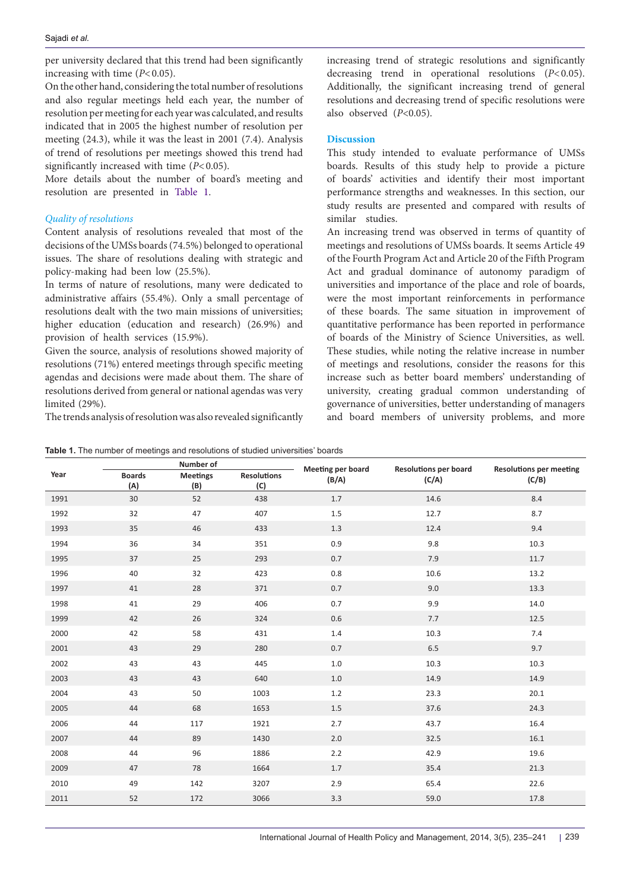per university declared that this trend had been significantly increasing with time ($P<0.05$).

On the other hand, considering the total number of resolutions and also regular meetings held each year, the number of resolution per meeting for each year was calculated, and results indicated that in 2005 the highest number of resolution per meeting (24.3), while it was the least in 2001 (7.4). Analysis of trend of resolutions per meetings showed this trend had significantly increased with time ($P<0.05$).

More details about the number of board's meeting and resolution are presented in Table 1.

### *Quality of resolutions*

Content analysis of resolutions revealed that most of the decisions of the UMSs boards (74.5%) belonged to operational issues. The share of resolutions dealing with strategic and policy-making had been low (25.5%).

In terms of nature of resolutions, many were dedicated to administrative affairs (55.4%). Only a small percentage of resolutions dealt with the two main missions of universities; higher education (education and research) (26.9%) and provision of health services (15.9%).

Given the source, analysis of resolutions showed majority of resolutions (71%) entered meetings through specific meeting agendas and decisions were made about them. The share of resolutions derived from general or national agendas was very limited (29%).

The trends analysis of resolution was also revealed significantly increasing trend of strategic resolutions and significantly decreasing trend in operational resolutions ($P<0.05$). Additionally, the significant increasing trend of general resolutions and decreasing trend of specific resolutions were also observed ($P<0.05$).

## Discussion

This study intended to evaluate performance of UMSs boards. Results of this study help to provide a picture of boards' activities and identify their most important performance strengths and weaknesses. In this section, our study results are presented and compared with results of similar studies.

An increasing trend was observed in terms of quantity of meetings and resolutions of UMSs boards. It seems Article 49 of the Fourth Program Act and Article 20 of the Fifth Program Act and gradual dominance of autonomy paradigm of universities and importance of the place and role of boards, were the most important reinforcements in performance of these boards. The same situation in improvement of quantitative performance has been reported in performance of boards of the Ministry of Science Universities, as well. These studies, while noting the relative increase in number of meetings and resolutions, consider the reasons for this increase such as better board members' understanding of university, creating gradual common understanding of governance of universities, better understanding of managers and board members of university problems, and more

**Table 1.** The number of meetings and resolutions of studied universities' boards

| Year | Number of | | | Meeting per board (B/A) | Resolutions per board (C/A) | Resolutions per meeting (C/B) |
|---|---|---|---|---|---|---|
| | Boards (A) | Meetings (B) | Resolutions (C) | | | |
| 1991 | 30 | 52 | 438 | 1.7 | 14.6 | 8.4 |
| 1992 | 32 | 47 | 407 | 1.5 | 12.7 | 8.7 |
| 1993 | 35 | 46 | 433 | 1.3 | 12.4 | 9.4 |
| 1994 | 36 | 34 | 351 | 0.9 | 9.8 | 10.3 |
| 1995 | 37 | 25 | 293 | 0.7 | 7.9 | 11.7 |
| 1996 | 40 | 32 | 423 | 0.8 | 10.6 | 13.2 |
| 1997 | 41 | 28 | 371 | 0.7 | 9.0 | 13.3 |
| 1998 | 41 | 29 | 406 | 0.7 | 9.9 | 14.0 |
| 1999 | 42 | 26 | 324 | 0.6 | 7.7 | 12.5 |
| 2000 | 42 | 58 | 431 | 1.4 | 10.3 | 7.4 |
| 2001 | 43 | 29 | 280 | 0.7 | 6.5 | 9.7 |
| 2002 | 43 | 43 | 445 | 1.0 | 10.3 | 10.3 |
| 2003 | 43 | 43 | 640 | 1.0 | 14.9 | 14.9 |
| 2004 | 43 | 50 | 1003 | 1.2 | 23.3 | 20.1 |
| 2005 | 44 | 68 | 1653 | 1.5 | 37.6 | 24.3 |
| 2006 | 44 | 117 | 1921 | 2.7 | 43.7 | 16.4 |
| 2007 | 44 | 89 | 1430 | 2.0 | 32.5 | 16.1 |
| 2008 | 44 | 96 | 1886 | 2.2 | 42.9 | 19.6 |
| 2009 | 47 | 78 | 1664 | 1.7 | 35.4 | 21.3 |
| 2010 | 49 | 142 | 3207 | 2.9 | 65.4 | 22.6 |
| 2011 | 52 | 172 | 3066 | 3.3 | 59.0 | 17.8 |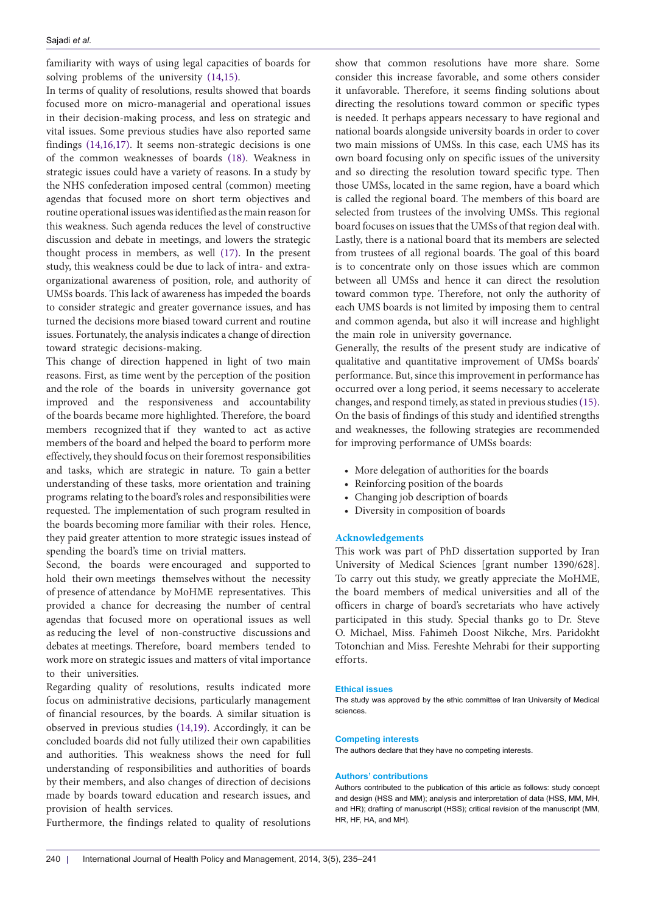familiarity with ways of using legal capacities of boards for solving problems of the university (14,15).

In terms of quality of resolutions, results showed that boards focused more on micro-managerial and operational issues in their decision-making process, and less on strategic and vital issues. Some previous studies have also reported same findings (14,16,17). It seems non-strategic decisions is one of the common weaknesses of boards (18). Weakness in strategic issues could have a variety of reasons. In a study by the NHS confederation imposed central (common) meeting agendas that focused more on short term objectives and routine operational issues was identified as the main reason for this weakness. Such agenda reduces the level of constructive discussion and debate in meetings, and lowers the strategic thought process in members, as well (17). In the present study, this weakness could be due to lack of intra- and extra-organizational awareness of position, role, and authority of UMSs boards. This lack of awareness has impeded the boards to consider strategic and greater governance issues, and has turned the decisions more biased toward current and routine issues. Fortunately, the analysis indicates a change of direction toward strategic decisions-making.

This change of direction happened in light of two main reasons. First, as time went by the perception of the position and the role of the boards in university governance got improved and the responsiveness and accountability of the boards became more highlighted. Therefore, the board members recognized that if they wanted to act as active members of the board and helped the board to perform more effectively, they should focus on their foremost responsibilities and tasks, which are strategic in nature. To gain a better understanding of these tasks, more orientation and training programs relating to the board's roles and responsibilities were requested. The implementation of such program resulted in the boards becoming more familiar with their roles. Hence, they paid greater attention to more strategic issues instead of spending the board's time on trivial matters.

Second, the boards were encouraged and supported to hold their own meetings themselves without the necessity of presence of attendance by MoHME representatives. This provided a chance for decreasing the number of central agendas that focused more on operational issues as well as reducing the level of non-constructive discussions and debates at meetings. Therefore, board members tended to work more on strategic issues and matters of vital importance to their universities.

Regarding quality of resolutions, results indicated more focus on administrative decisions, particularly management of financial resources, by the boards. A similar situation is observed in previous studies (14,19). Accordingly, it can be concluded boards did not fully utilized their own capabilities and authorities. This weakness shows the need for full understanding of responsibilities and authorities of boards by their members, and also changes of direction of decisions made by boards toward education and research issues, and provision of health services.

Furthermore, the findings related to quality of resolutions show that common resolutions have more share. Some consider this increase favorable, and some others consider it unfavorable. Therefore, it seems finding solutions about directing the resolutions toward common or specific types is needed. It perhaps appears necessary to have regional and national boards alongside university boards in order to cover two main missions of UMSs. In this case, each UMS has its own board focusing only on specific issues of the university and so directing the resolution toward specific type. Then those UMSs, located in the same region, have a board which is called the regional board. The members of this board are selected from trustees of the involving UMSs. This regional board focuses on issues that the UMSs of that region deal with. Lastly, there is a national board that its members are selected from trustees of all regional boards. The goal of this board is to concentrate only on those issues which are common between all UMSs and hence it can direct the resolution toward common type. Therefore, not only the authority of each UMS boards is not limited by imposing them to central and common agenda, but also it will increase and highlight the main role in university governance.

Generally, the results of the present study are indicative of qualitative and quantitative improvement of UMSs boards' performance. But, since this improvement in performance has occurred over a long period, it seems necessary to accelerate changes, and respond timely, as stated in previous studies (15). On the basis of findings of this study and identified strengths and weaknesses, the following strategies are recommended for improving performance of UMSs boards:

- More delegation of authorities for the boards
- Reinforcing position of the boards
- Changing job description of boards
- Diversity in composition of boards

## Acknowledgements

This work was part of PhD dissertation supported by Iran University of Medical Sciences [grant number 1390/628]. To carry out this study, we greatly appreciate the MoHME, the board members of medical universities and all of the officers in charge of board's secretariats who have actively participated in this study. Special thanks go to Dr. Steve O. Michael, Miss. Fahimeh Doost Nikche, Mrs. Paridokht Totonchian and Miss. Fereshte Mehrabi for their supporting efforts.

### Ethical issues

The study was approved by the ethic committee of Iran University of Medical sciences.

### Competing interests

The authors declare that they have no competing interests.

### Authors' contributions

Authors contributed to the publication of this article as follows: study concept and design (HSS and MM); analysis and interpretation of data (HSS, MM, MH, and HR); drafting of manuscript (HSS); critical revision of the manuscript (MM, HR, HF, HA, and MH).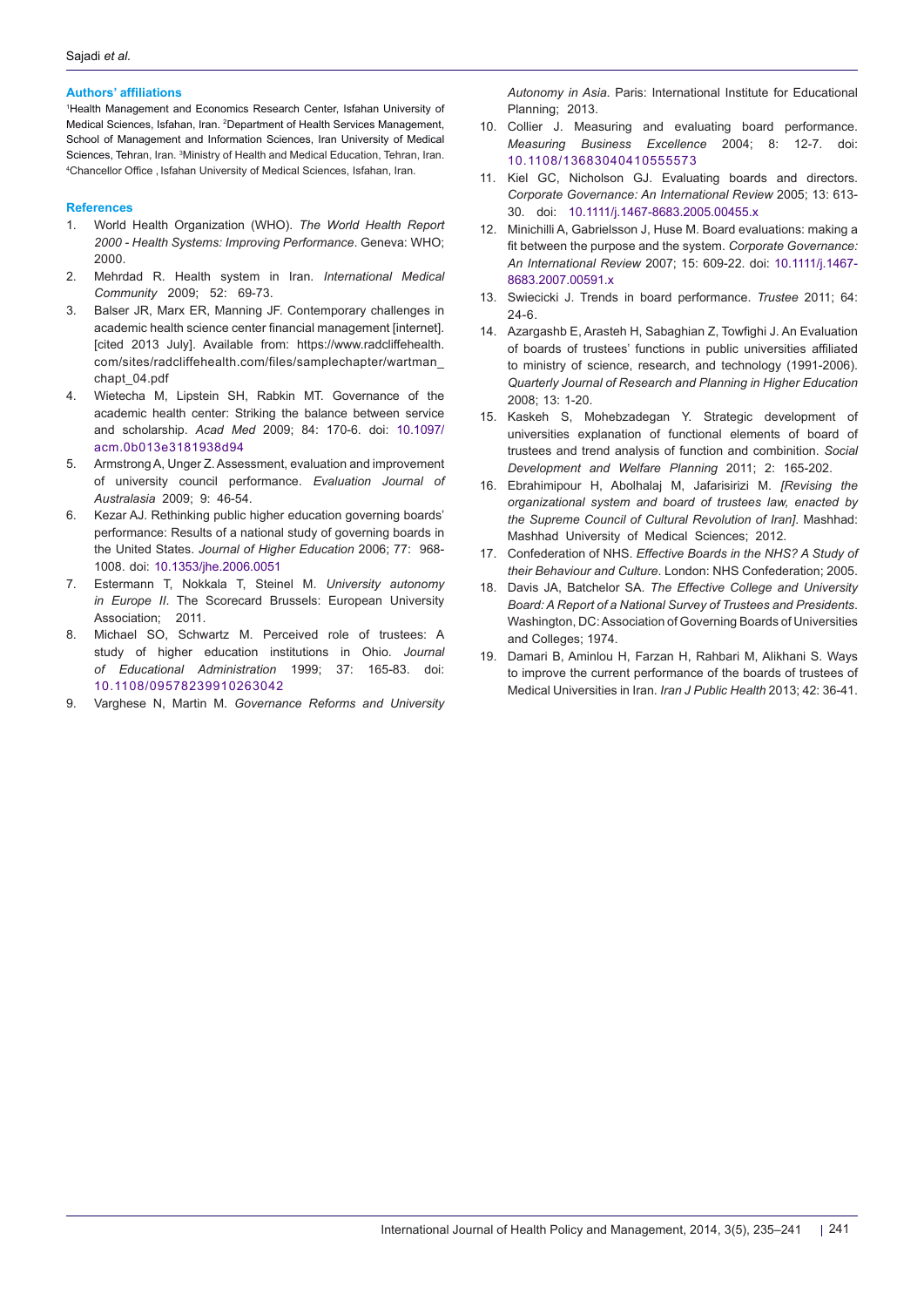#### Authors' affiliations

[1]Health Management and Economics Research Center, Isfahan University of Medical Sciences, Isfahan, Iran. [2]Department of Health Services Management, School of Management and Information Sciences, Iran University of Medical Sciences, Tehran, Iran. [3]Ministry of Health and Medical Education, Tehran, Iran. [4]Chancellor Office , Isfahan University of Medical Sciences, Isfahan, Iran.

#### References

1. World Health Organization (WHO). *The World Health Report 2000 - Health Systems: Improving Performance*. Geneva: WHO; 2000.
2. Mehrdad R. Health system in Iran. *International Medical Community* 2009; 52: 69-73.
3. Balser JR, Marx ER, Manning JF. Contemporary challenges in academic health science center financial management [internet]. [cited 2013 July]. Available from: https://www.radcliffehealth.com/sites/radcliffehealth.com/files/samplechapter/wartman_chapt_04.pdf
4. Wietecha M, Lipstein SH, Rabkin MT. Governance of the academic health center: Striking the balance between service and scholarship. *Acad Med* 2009; 84: 170-6. doi: 10.1097/acm.0b013e3181938d94
5. Armstrong A, Unger Z. Assessment, evaluation and improvement of university council performance. *Evaluation Journal of Australasia* 2009; 9: 46-54.
6. Kezar AJ. Rethinking public higher education governing boards' performance: Results of a national study of governing boards in the United States. *Journal of Higher Education* 2006; 77: 968-1008. doi: 10.1353/jhe.2006.0051
7. Estermann T, Nokkala T, Steinel M. *University autonomy in Europe II*. The Scorecard Brussels: European University Association; 2011.
8. Michael SO, Schwartz M. Perceived role of trustees: A study of higher education institutions in Ohio. *Journal of Educational Administration* 1999; 37: 165-83. doi: 10.1108/09578239910263042
9. Varghese N, Martin M. *Governance Reforms and University Autonomy in Asia*. Paris: International Institute for Educational Planning; 2013.
10. Collier J. Measuring and evaluating board performance. *Measuring Business Excellence* 2004; 8: 12-7. doi: 10.1108/13683040410555573
11. Kiel GC, Nicholson GJ. Evaluating boards and directors. *Corporate Governance: An International Review* 2005; 13: 613-30. doi: 10.1111/j.1467-8683.2005.00455.x
12. Minichilli A, Gabrielsson J, Huse M. Board evaluations: making a fit between the purpose and the system. *Corporate Governance: An International Review* 2007; 15: 609-22. doi: 10.1111/j.1467-8683.2007.00591.x
13. Swiecicki J. Trends in board performance. *Trustee* 2011; 64: 24-6.
14. Azargashb E, Arasteh H, Sabaghian Z, Towfighi J. An Evaluation of boards of trustees' functions in public universities affiliated to ministry of science, research, and technology (1991-2006). *Quarterly Journal of Research and Planning in Higher Education* 2008; 13: 1-20.
15. Kaskeh S, Mohebzadegan Y. Strategic development of universities explanation of functional elements of board of trustees and trend analysis of function and combinition. *Social Development and Welfare Planning* 2011; 2: 165-202.
16. Ebrahimipour H, Abolhalaj M, Jafarisirizi M. *[Revising the organizational system and board of trustees law, enacted by the Supreme Council of Cultural Revolution of Iran]*. Mashhad: Mashhad University of Medical Sciences; 2012.
17. Confederation of NHS. *Effective Boards in the NHS? A Study of their Behaviour and Culture*. London: NHS Confederation; 2005.
18. Davis JA, Batchelor SA. *The Effective College and University Board: A Report of a National Survey of Trustees and Presidents*. Washington, DC: Association of Governing Boards of Universities and Colleges; 1974.
19. Damari B, Aminlou H, Farzan H, Rahbari M, Alikhani S. Ways to improve the current performance of the boards of trustees of Medical Universities in Iran. *Iran J Public Health* 2013; 42: 36-41.